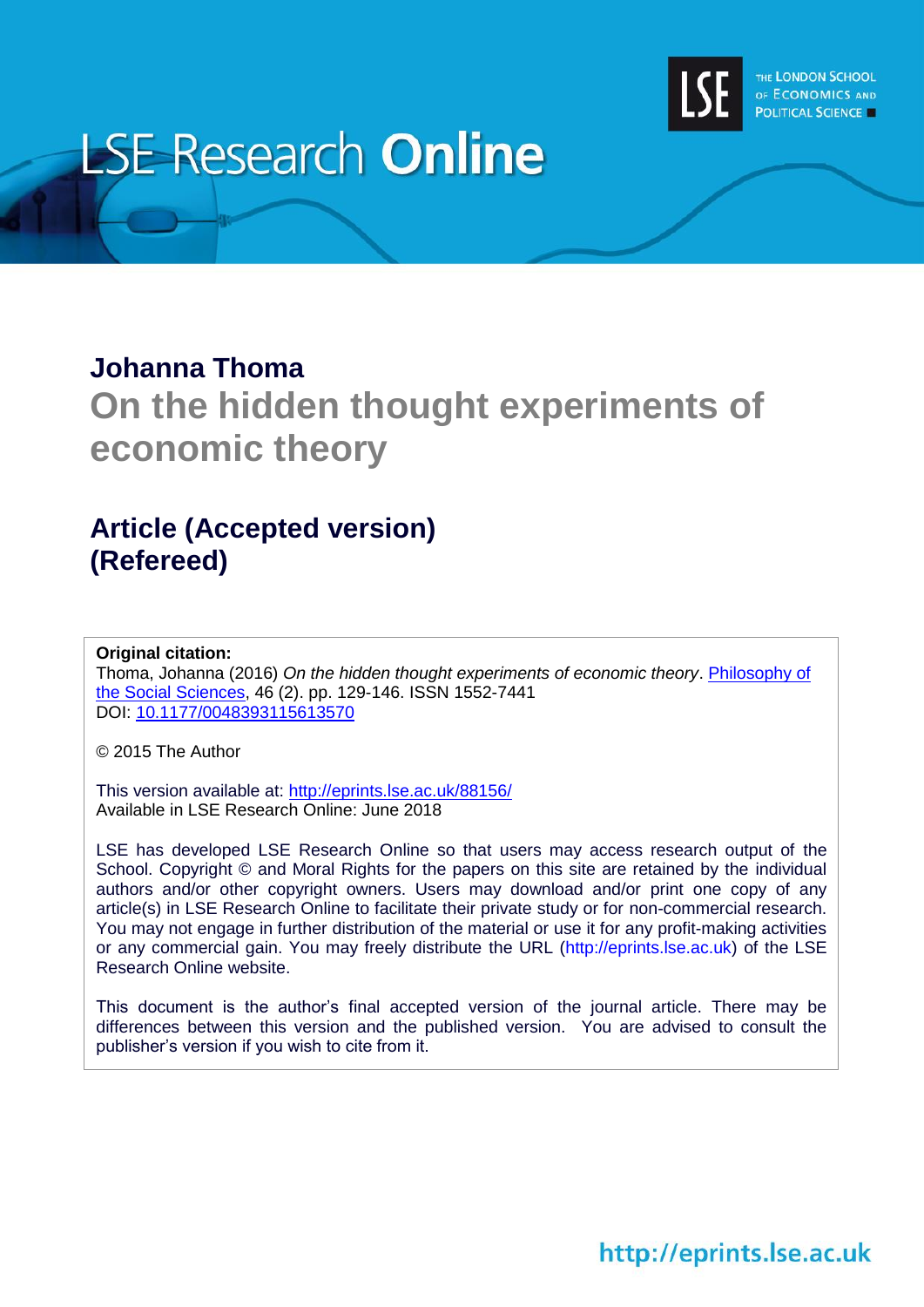# LSE Research Online

THE LONDON SCHOOL OF ECONOMICS AND POLITICAL SCIENCE

## Johanna Thoma

# On the hidden thought experiments of economic theory

## Article (Accepted version) (Refereed)

**Original citation:**
Thoma, Johanna (2016) *On the hidden thought experiments of economic theory*. Philosophy of the Social Sciences, 46 (2). pp. 129-146. ISSN 1552-7441
DOI: 10.1177/0048393115613570

© 2015 The Author

This version available at: http://eprints.lse.ac.uk/88156/
Available in LSE Research Online: June 2018

LSE has developed LSE Research Online so that users may access research output of the School. Copyright © and Moral Rights for the papers on this site are retained by the individual authors and/or other copyright owners. Users may download and/or print one copy of any article(s) in LSE Research Online to facilitate their private study or for non-commercial research. You may not engage in further distribution of the material or use it for any profit-making activities or any commercial gain. You may freely distribute the URL (http://eprints.lse.ac.uk) of the LSE Research Online website.

This document is the author's final accepted version of the journal article. There may be differences between this version and the published version. You are advised to consult the publisher's version if you wish to cite from it.

http://eprints.lse.ac.uk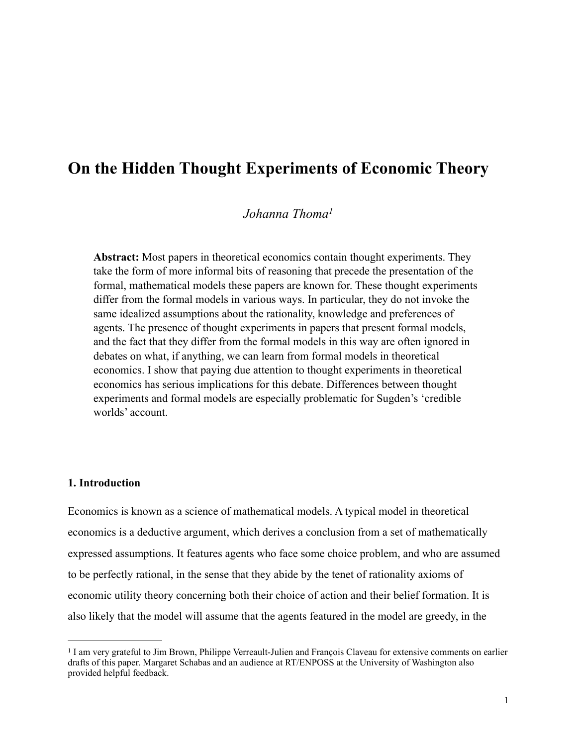# On the Hidden Thought Experiments of Economic Theory

*Johanna Thoma*[1]

**Abstract:** Most papers in theoretical economics contain thought experiments. They take the form of more informal bits of reasoning that precede the presentation of the formal, mathematical models these papers are known for. These thought experiments differ from the formal models in various ways. In particular, they do not invoke the same idealized assumptions about the rationality, knowledge and preferences of agents. The presence of thought experiments in papers that present formal models, and the fact that they differ from the formal models in this way are often ignored in debates on what, if anything, we can learn from formal models in theoretical economics. I show that paying due attention to thought experiments in theoretical economics has serious implications for this debate. Differences between thought experiments and formal models are especially problematic for Sugden's 'credible worlds' account.

## 1. Introduction

Economics is known as a science of mathematical models. A typical model in theoretical economics is a deductive argument, which derives a conclusion from a set of mathematically expressed assumptions. It features agents who face some choice problem, and who are assumed to be perfectly rational, in the sense that they abide by the tenet of rationality axioms of economic utility theory concerning both their choice of action and their belief formation. It is also likely that the model will assume that the agents featured in the model are greedy, in the

[1] I am very grateful to Jim Brown, Philippe Verreault-Julien and François Claveau for extensive comments on earlier drafts of this paper. Margaret Schabas and an audience at RT/ENPOSS at the University of Washington also provided helpful feedback.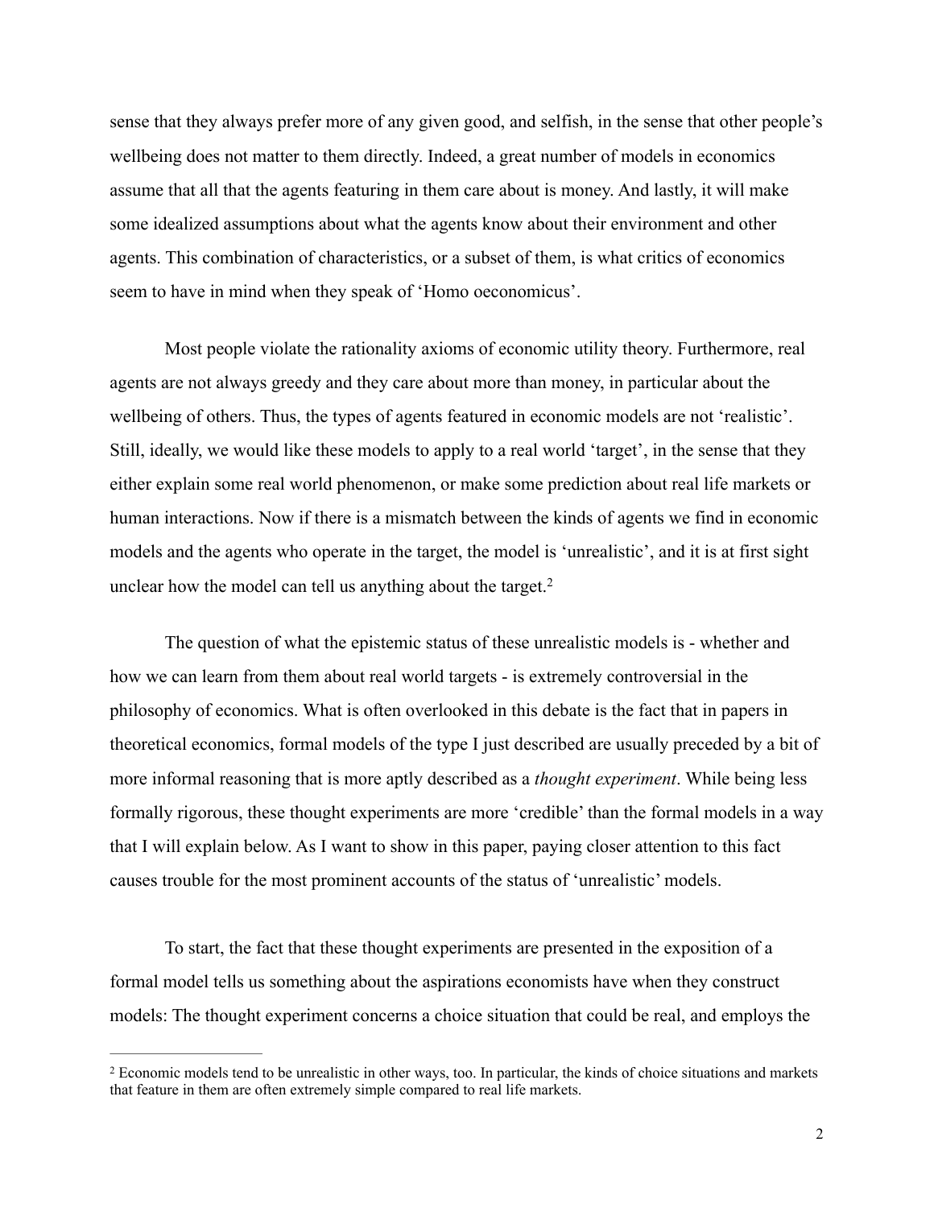sense that they always prefer more of any given good, and selfish, in the sense that other people's wellbeing does not matter to them directly. Indeed, a great number of models in economics assume that all that the agents featuring in them care about is money. And lastly, it will make some idealized assumptions about what the agents know about their environment and other agents. This combination of characteristics, or a subset of them, is what critics of economics seem to have in mind when they speak of 'Homo oeconomicus'.

Most people violate the rationality axioms of economic utility theory. Furthermore, real agents are not always greedy and they care about more than money, in particular about the wellbeing of others. Thus, the types of agents featured in economic models are not 'realistic'. Still, ideally, we would like these models to apply to a real world 'target', in the sense that they either explain some real world phenomenon, or make some prediction about real life markets or human interactions. Now if there is a mismatch between the kinds of agents we find in economic models and the agents who operate in the target, the model is 'unrealistic', and it is at first sight unclear how the model can tell us anything about the target.[2]

The question of what the epistemic status of these unrealistic models is - whether and how we can learn from them about real world targets - is extremely controversial in the philosophy of economics. What is often overlooked in this debate is the fact that in papers in theoretical economics, formal models of the type I just described are usually preceded by a bit of more informal reasoning that is more aptly described as a *thought experiment*. While being less formally rigorous, these thought experiments are more 'credible' than the formal models in a way that I will explain below. As I want to show in this paper, paying closer attention to this fact causes trouble for the most prominent accounts of the status of 'unrealistic' models.

To start, the fact that these thought experiments are presented in the exposition of a formal model tells us something about the aspirations economists have when they construct models: The thought experiment concerns a choice situation that could be real, and employs the

[2] Economic models tend to be unrealistic in other ways, too. In particular, the kinds of choice situations and markets that feature in them are often extremely simple compared to real life markets.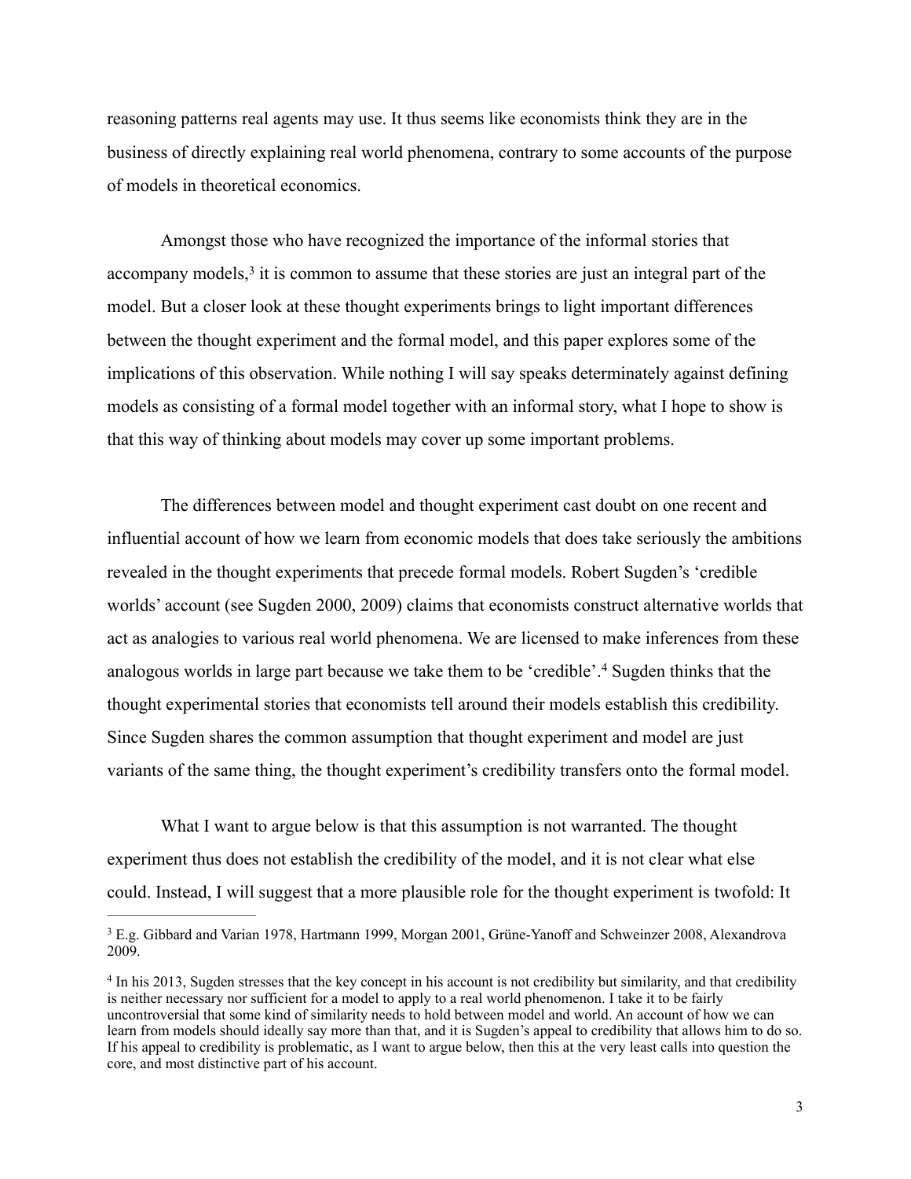reasoning patterns real agents may use. It thus seems like economists think they are in the business of directly explaining real world phenomena, contrary to some accounts of the purpose of models in theoretical economics.

Amongst those who have recognized the importance of the informal stories that accompany models,[3] it is common to assume that these stories are just an integral part of the model. But a closer look at these thought experiments brings to light important differences between the thought experiment and the formal model, and this paper explores some of the implications of this observation. While nothing I will say speaks determinately against defining models as consisting of a formal model together with an informal story, what I hope to show is that this way of thinking about models may cover up some important problems.

The differences between model and thought experiment cast doubt on one recent and influential account of how we learn from economic models that does take seriously the ambitions revealed in the thought experiments that precede formal models. Robert Sugden's 'credible worlds' account (see Sugden 2000, 2009) claims that economists construct alternative worlds that act as analogies to various real world phenomena. We are licensed to make inferences from these analogous worlds in large part because we take them to be 'credible'.[4] Sugden thinks that the thought experimental stories that economists tell around their models establish this credibility. Since Sugden shares the common assumption that thought experiment and model are just variants of the same thing, the thought experiment's credibility transfers onto the formal model.

What I want to argue below is that this assumption is not warranted. The thought experiment thus does not establish the credibility of the model, and it is not clear what else could. Instead, I will suggest that a more plausible role for the thought experiment is twofold: It

[3] E.g. Gibbard and Varian 1978, Hartmann 1999, Morgan 2001, Grüne-Yanoff and Schweinzer 2008, Alexandrova 2009.

[4] In his 2013, Sugden stresses that the key concept in his account is not credibility but similarity, and that credibility is neither necessary nor sufficient for a model to apply to a real world phenomenon. I take it to be fairly uncontroversial that some kind of similarity needs to hold between model and world. An account of how we can learn from models should ideally say more than that, and it is Sugden's appeal to credibility that allows him to do so. If his appeal to credibility is problematic, as I want to argue below, then this at the very least calls into question the core, and most distinctive part of his account.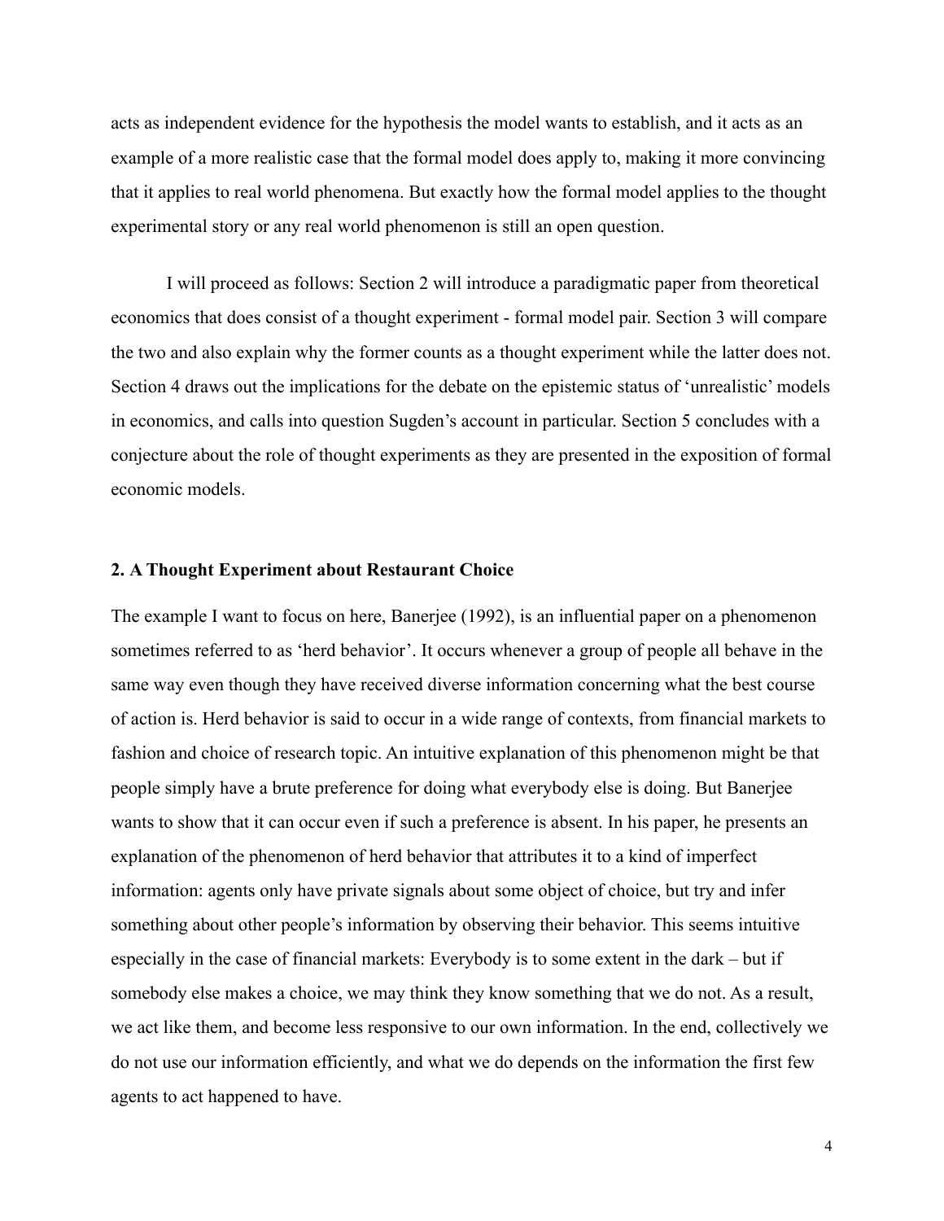acts as independent evidence for the hypothesis the model wants to establish, and it acts as an example of a more realistic case that the formal model does apply to, making it more convincing that it applies to real world phenomena. But exactly how the formal model applies to the thought experimental story or any real world phenomenon is still an open question.

I will proceed as follows: Section 2 will introduce a paradigmatic paper from theoretical economics that does consist of a thought experiment - formal model pair. Section 3 will compare the two and also explain why the former counts as a thought experiment while the latter does not. Section 4 draws out the implications for the debate on the epistemic status of 'unrealistic' models in economics, and calls into question Sugden's account in particular. Section 5 concludes with a conjecture about the role of thought experiments as they are presented in the exposition of formal economic models.

## 2. A Thought Experiment about Restaurant Choice

The example I want to focus on here, Banerjee (1992), is an influential paper on a phenomenon sometimes referred to as 'herd behavior'. It occurs whenever a group of people all behave in the same way even though they have received diverse information concerning what the best course of action is. Herd behavior is said to occur in a wide range of contexts, from financial markets to fashion and choice of research topic. An intuitive explanation of this phenomenon might be that people simply have a brute preference for doing what everybody else is doing. But Banerjee wants to show that it can occur even if such a preference is absent. In his paper, he presents an explanation of the phenomenon of herd behavior that attributes it to a kind of imperfect information: agents only have private signals about some object of choice, but try and infer something about other people's information by observing their behavior. This seems intuitive especially in the case of financial markets: Everybody is to some extent in the dark – but if somebody else makes a choice, we may think they know something that we do not. As a result, we act like them, and become less responsive to our own information. In the end, collectively we do not use our information efficiently, and what we do depends on the information the first few agents to act happened to have.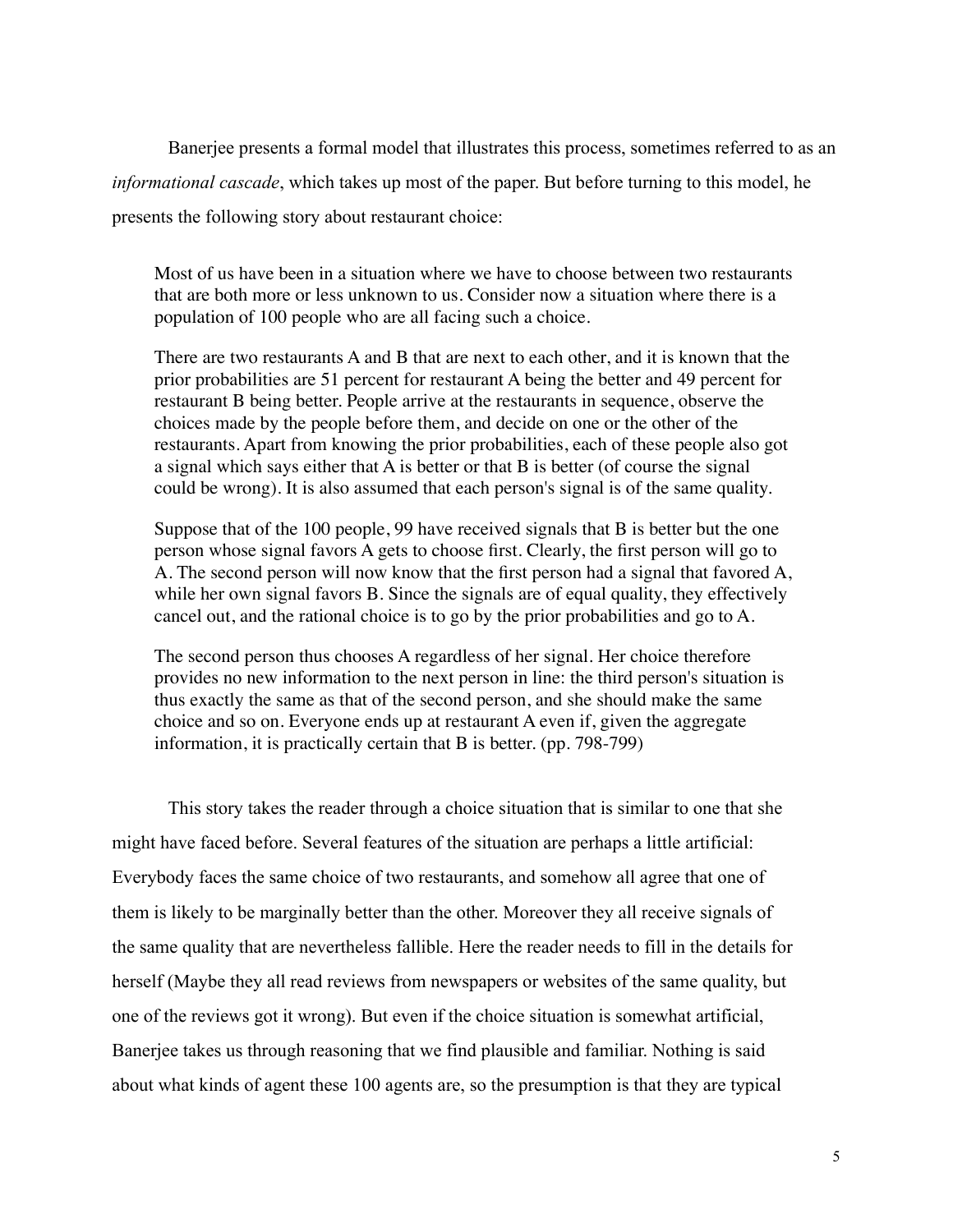Banerjee presents a formal model that illustrates this process, sometimes referred to as an *informational cascade*, which takes up most of the paper. But before turning to this model, he presents the following story about restaurant choice:

> Most of us have been in a situation where we have to choose between two restaurants that are both more or less unknown to us. Consider now a situation where there is a population of 100 people who are all facing such a choice.
>
> There are two restaurants A and B that are next to each other, and it is known that the prior probabilities are 51 percent for restaurant A being the better and 49 percent for restaurant B being better. People arrive at the restaurants in sequence, observe the choices made by the people before them, and decide on one or the other of the restaurants. Apart from knowing the prior probabilities, each of these people also got a signal which says either that A is better or that B is better (of course the signal could be wrong). It is also assumed that each person's signal is of the same quality.
>
> Suppose that of the 100 people, 99 have received signals that B is better but the one person whose signal favors A gets to choose first. Clearly, the first person will go to A. The second person will now know that the first person had a signal that favored A, while her own signal favors B. Since the signals are of equal quality, they effectively cancel out, and the rational choice is to go by the prior probabilities and go to A.
>
> The second person thus chooses A regardless of her signal. Her choice therefore provides no new information to the next person in line: the third person's situation is thus exactly the same as that of the second person, and she should make the same choice and so on. Everyone ends up at restaurant A even if, given the aggregate information, it is practically certain that B is better. (pp. 798-799)

This story takes the reader through a choice situation that is similar to one that she might have faced before. Several features of the situation are perhaps a little artificial: Everybody faces the same choice of two restaurants, and somehow all agree that one of them is likely to be marginally better than the other. Moreover they all receive signals of the same quality that are nevertheless fallible. Here the reader needs to fill in the details for herself (Maybe they all read reviews from newspapers or websites of the same quality, but one of the reviews got it wrong). But even if the choice situation is somewhat artificial, Banerjee takes us through reasoning that we find plausible and familiar. Nothing is said about what kinds of agent these 100 agents are, so the presumption is that they are typical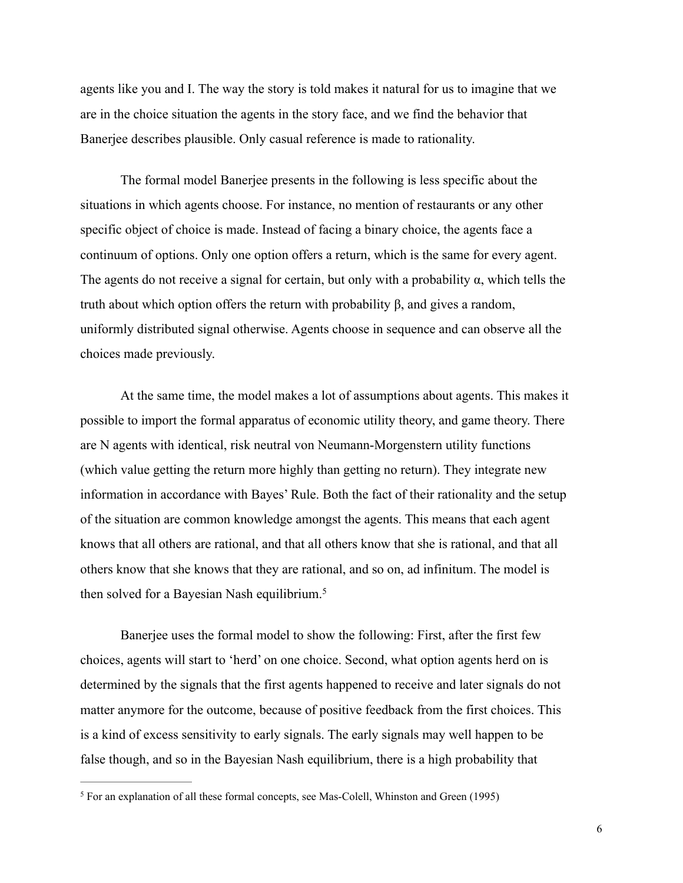agents like you and I. The way the story is told makes it natural for us to imagine that we are in the choice situation the agents in the story face, and we find the behavior that Banerjee describes plausible. Only casual reference is made to rationality.

The formal model Banerjee presents in the following is less specific about the situations in which agents choose. For instance, no mention of restaurants or any other specific object of choice is made. Instead of facing a binary choice, the agents face a continuum of options. Only one option offers a return, which is the same for every agent. The agents do not receive a signal for certain, but only with a probability $\alpha$, which tells the truth about which option offers the return with probability $\beta$, and gives a random, uniformly distributed signal otherwise. Agents choose in sequence and can observe all the choices made previously.

At the same time, the model makes a lot of assumptions about agents. This makes it possible to import the formal apparatus of economic utility theory, and game theory. There are N agents with identical, risk neutral von Neumann-Morgenstern utility functions (which value getting the return more highly than getting no return). They integrate new information in accordance with Bayes' Rule. Both the fact of their rationality and the setup of the situation are common knowledge amongst the agents. This means that each agent knows that all others are rational, and that all others know that she is rational, and that all others know that she knows that they are rational, and so on, ad infinitum. The model is then solved for a Bayesian Nash equilibrium.[5]

Banerjee uses the formal model to show the following: First, after the first few choices, agents will start to 'herd' on one choice. Second, what option agents herd on is determined by the signals that the first agents happened to receive and later signals do not matter anymore for the outcome, because of positive feedback from the first choices. This is a kind of excess sensitivity to early signals. The early signals may well happen to be false though, and so in the Bayesian Nash equilibrium, there is a high probability that

[5] For an explanation of all these formal concepts, see Mas-Colell, Whinston and Green (1995)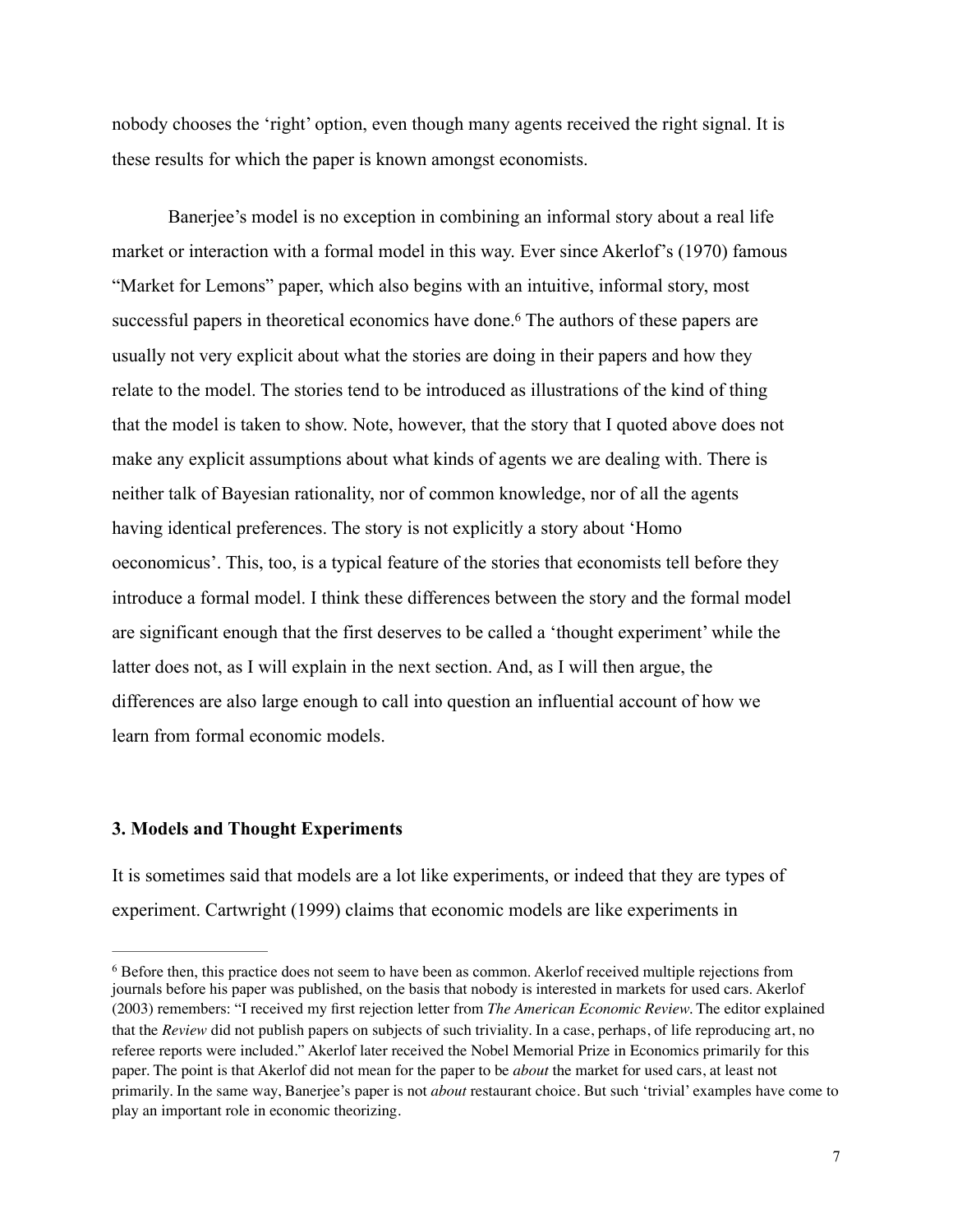nobody chooses the 'right' option, even though many agents received the right signal. It is these results for which the paper is known amongst economists.

Banerjee's model is no exception in combining an informal story about a real life market or interaction with a formal model in this way. Ever since Akerlof's (1970) famous "Market for Lemons" paper, which also begins with an intuitive, informal story, most successful papers in theoretical economics have done.[6] The authors of these papers are usually not very explicit about what the stories are doing in their papers and how they relate to the model. The stories tend to be introduced as illustrations of the kind of thing that the model is taken to show. Note, however, that the story that I quoted above does not make any explicit assumptions about what kinds of agents we are dealing with. There is neither talk of Bayesian rationality, nor of common knowledge, nor of all the agents having identical preferences. The story is not explicitly a story about 'Homo oeconomicus'. This, too, is a typical feature of the stories that economists tell before they introduce a formal model. I think these differences between the story and the formal model are significant enough that the first deserves to be called a 'thought experiment' while the latter does not, as I will explain in the next section. And, as I will then argue, the differences are also large enough to call into question an influential account of how we learn from formal economic models.

### 3. Models and Thought Experiments

It is sometimes said that models are a lot like experiments, or indeed that they are types of experiment. Cartwright (1999) claims that economic models are like experiments in

---

[6] Before then, this practice does not seem to have been as common. Akerlof received multiple rejections from journals before his paper was published, on the basis that nobody is interested in markets for used cars. Akerlof (2003) remembers: "I received my first rejection letter from *The American Economic Review*. The editor explained that the *Review* did not publish papers on subjects of such triviality. In a case, perhaps, of life reproducing art, no referee reports were included." Akerlof later received the Nobel Memorial Prize in Economics primarily for this paper. The point is that Akerlof did not mean for the paper to be *about* the market for used cars, at least not primarily. In the same way, Banerjee's paper is not *about* restaurant choice. But such 'trivial' examples have come to play an important role in economic theorizing.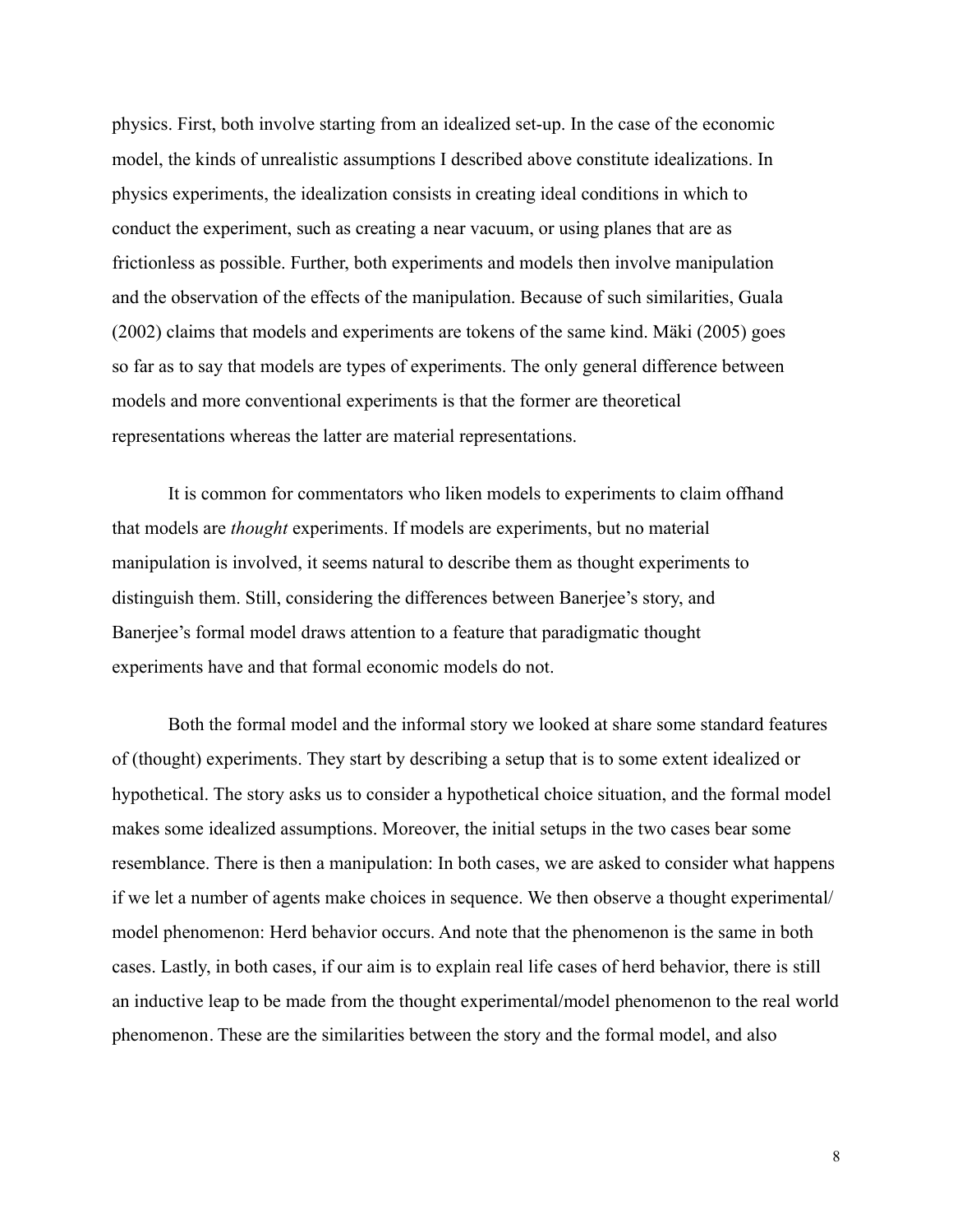physics. First, both involve starting from an idealized set-up. In the case of the economic model, the kinds of unrealistic assumptions I described above constitute idealizations. In physics experiments, the idealization consists in creating ideal conditions in which to conduct the experiment, such as creating a near vacuum, or using planes that are as frictionless as possible. Further, both experiments and models then involve manipulation and the observation of the effects of the manipulation. Because of such similarities, Guala (2002) claims that models and experiments are tokens of the same kind. Mäki (2005) goes so far as to say that models are types of experiments. The only general difference between models and more conventional experiments is that the former are theoretical representations whereas the latter are material representations.

It is common for commentators who liken models to experiments to claim offhand that models are *thought* experiments. If models are experiments, but no material manipulation is involved, it seems natural to describe them as thought experiments to distinguish them. Still, considering the differences between Banerjee's story, and Banerjee's formal model draws attention to a feature that paradigmatic thought experiments have and that formal economic models do not.

Both the formal model and the informal story we looked at share some standard features of (thought) experiments. They start by describing a setup that is to some extent idealized or hypothetical. The story asks us to consider a hypothetical choice situation, and the formal model makes some idealized assumptions. Moreover, the initial setups in the two cases bear some resemblance. There is then a manipulation: In both cases, we are asked to consider what happens if we let a number of agents make choices in sequence. We then observe a thought experimental/ model phenomenon: Herd behavior occurs. And note that the phenomenon is the same in both cases. Lastly, in both cases, if our aim is to explain real life cases of herd behavior, there is still an inductive leap to be made from the thought experimental/model phenomenon to the real world phenomenon. These are the similarities between the story and the formal model, and also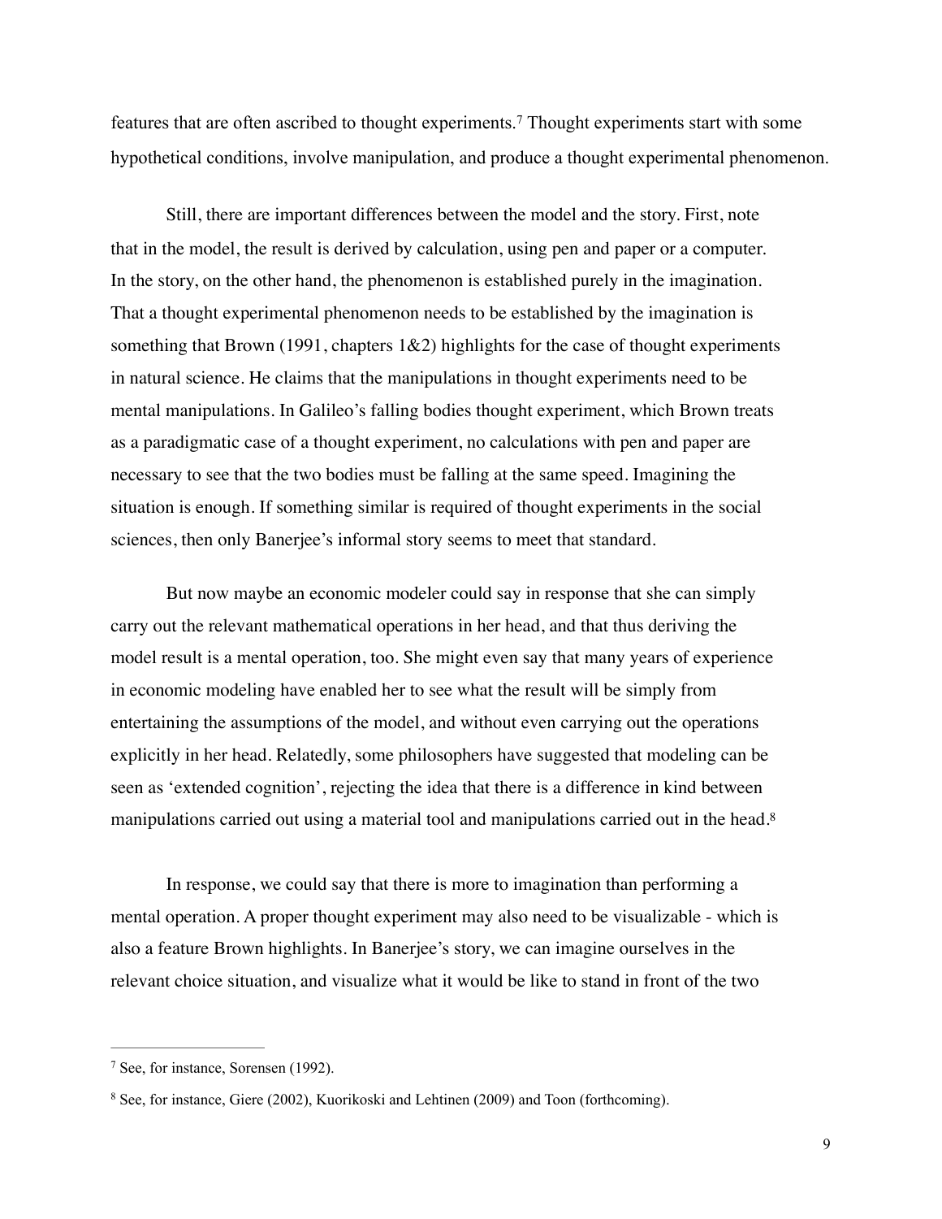features that are often ascribed to thought experiments.[7] Thought experiments start with some hypothetical conditions, involve manipulation, and produce a thought experimental phenomenon.

Still, there are important differences between the model and the story. First, note that in the model, the result is derived by calculation, using pen and paper or a computer. In the story, on the other hand, the phenomenon is established purely in the imagination. That a thought experimental phenomenon needs to be established by the imagination is something that Brown (1991, chapters 1&2) highlights for the case of thought experiments in natural science. He claims that the manipulations in thought experiments need to be mental manipulations. In Galileo's falling bodies thought experiment, which Brown treats as a paradigmatic case of a thought experiment, no calculations with pen and paper are necessary to see that the two bodies must be falling at the same speed. Imagining the situation is enough. If something similar is required of thought experiments in the social sciences, then only Banerjee's informal story seems to meet that standard.

But now maybe an economic modeler could say in response that she can simply carry out the relevant mathematical operations in her head, and that thus deriving the model result is a mental operation, too. She might even say that many years of experience in economic modeling have enabled her to see what the result will be simply from entertaining the assumptions of the model, and without even carrying out the operations explicitly in her head. Relatedly, some philosophers have suggested that modeling can be seen as 'extended cognition', rejecting the idea that there is a difference in kind between manipulations carried out using a material tool and manipulations carried out in the head.[8]

In response, we could say that there is more to imagination than performing a mental operation. A proper thought experiment may also need to be visualizable - which is also a feature Brown highlights. In Banerjee's story, we can imagine ourselves in the relevant choice situation, and visualize what it would be like to stand in front of the two

---

[7] See, for instance, Sorensen (1992).

[8] See, for instance, Giere (2002), Kuorikoski and Lehtinen (2009) and Toon (forthcoming).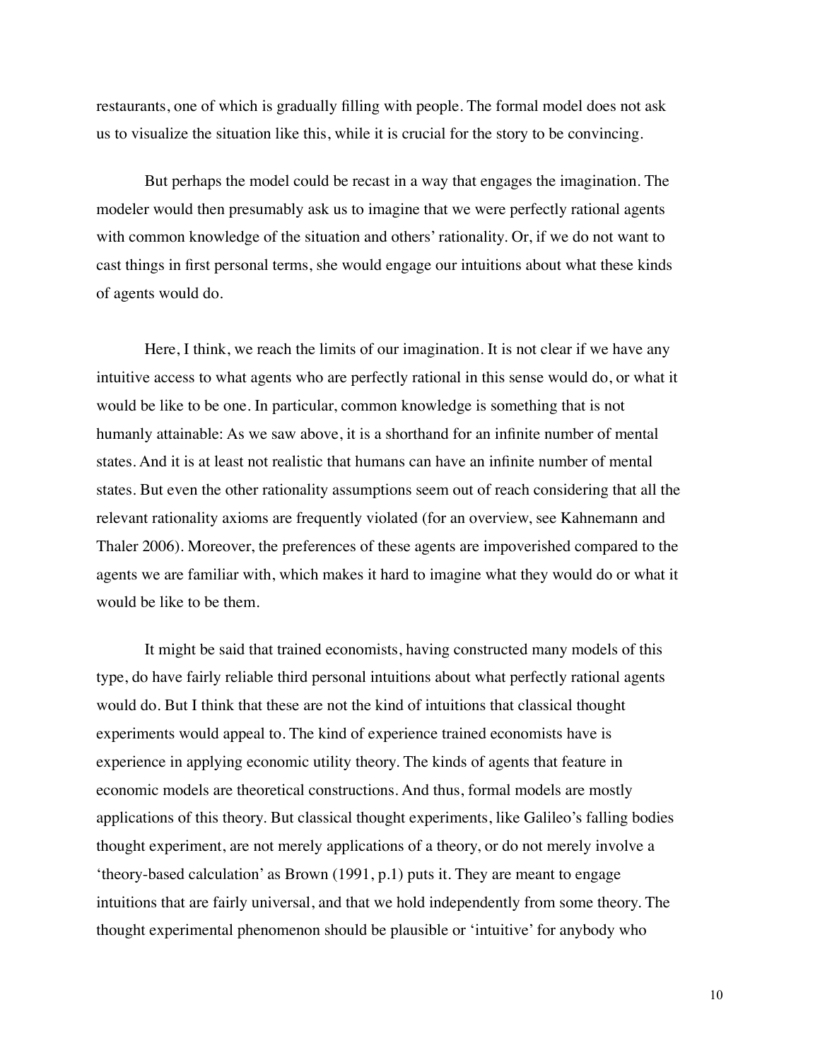restaurants, one of which is gradually filling with people. The formal model does not ask us to visualize the situation like this, while it is crucial for the story to be convincing.

But perhaps the model could be recast in a way that engages the imagination. The modeler would then presumably ask us to imagine that we were perfectly rational agents with common knowledge of the situation and others' rationality. Or, if we do not want to cast things in first personal terms, she would engage our intuitions about what these kinds of agents would do.

Here, I think, we reach the limits of our imagination. It is not clear if we have any intuitive access to what agents who are perfectly rational in this sense would do, or what it would be like to be one. In particular, common knowledge is something that is not humanly attainable: As we saw above, it is a shorthand for an infinite number of mental states. And it is at least not realistic that humans can have an infinite number of mental states. But even the other rationality assumptions seem out of reach considering that all the relevant rationality axioms are frequently violated (for an overview, see Kahnemann and Thaler 2006). Moreover, the preferences of these agents are impoverished compared to the agents we are familiar with, which makes it hard to imagine what they would do or what it would be like to be them.

It might be said that trained economists, having constructed many models of this type, do have fairly reliable third personal intuitions about what perfectly rational agents would do. But I think that these are not the kind of intuitions that classical thought experiments would appeal to. The kind of experience trained economists have is experience in applying economic utility theory. The kinds of agents that feature in economic models are theoretical constructions. And thus, formal models are mostly applications of this theory. But classical thought experiments, like Galileo's falling bodies thought experiment, are not merely applications of a theory, or do not merely involve a 'theory-based calculation' as Brown (1991, p.1) puts it. They are meant to engage intuitions that are fairly universal, and that we hold independently from some theory. The thought experimental phenomenon should be plausible or 'intuitive' for anybody who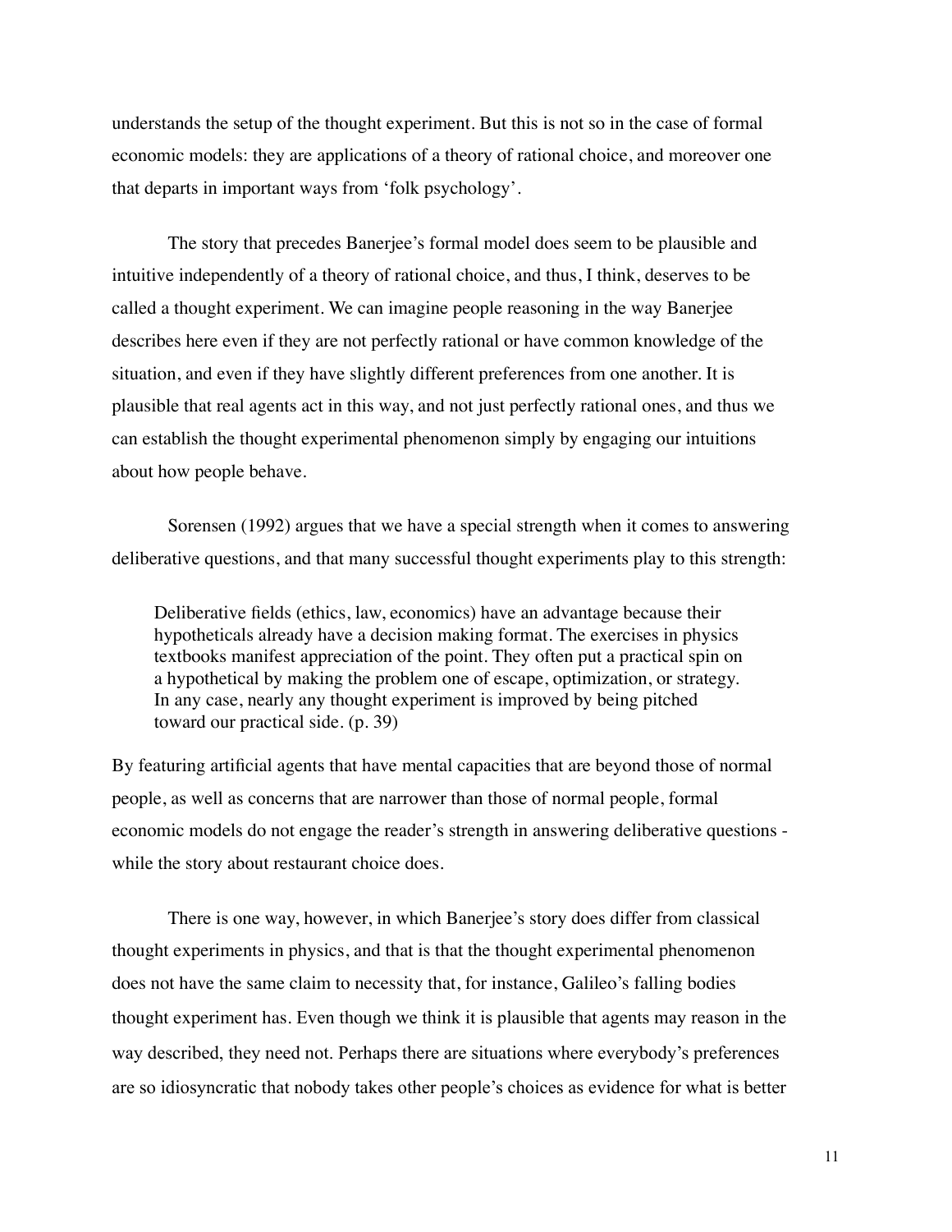understands the setup of the thought experiment. But this is not so in the case of formal economic models: they are applications of a theory of rational choice, and moreover one that departs in important ways from 'folk psychology'.

The story that precedes Banerjee's formal model does seem to be plausible and intuitive independently of a theory of rational choice, and thus, I think, deserves to be called a thought experiment. We can imagine people reasoning in the way Banerjee describes here even if they are not perfectly rational or have common knowledge of the situation, and even if they have slightly different preferences from one another. It is plausible that real agents act in this way, and not just perfectly rational ones, and thus we can establish the thought experimental phenomenon simply by engaging our intuitions about how people behave.

Sorensen (1992) argues that we have a special strength when it comes to answering deliberative questions, and that many successful thought experiments play to this strength:

> Deliberative fields (ethics, law, economics) have an advantage because their hypotheticals already have a decision making format. The exercises in physics textbooks manifest appreciation of the point. They often put a practical spin on a hypothetical by making the problem one of escape, optimization, or strategy. In any case, nearly any thought experiment is improved by being pitched toward our practical side. (p. 39)

By featuring artificial agents that have mental capacities that are beyond those of normal people, as well as concerns that are narrower than those of normal people, formal economic models do not engage the reader's strength in answering deliberative questions - while the story about restaurant choice does.

There is one way, however, in which Banerjee's story does differ from classical thought experiments in physics, and that is that the thought experimental phenomenon does not have the same claim to necessity that, for instance, Galileo's falling bodies thought experiment has. Even though we think it is plausible that agents may reason in the way described, they need not. Perhaps there are situations where everybody's preferences are so idiosyncratic that nobody takes other people's choices as evidence for what is better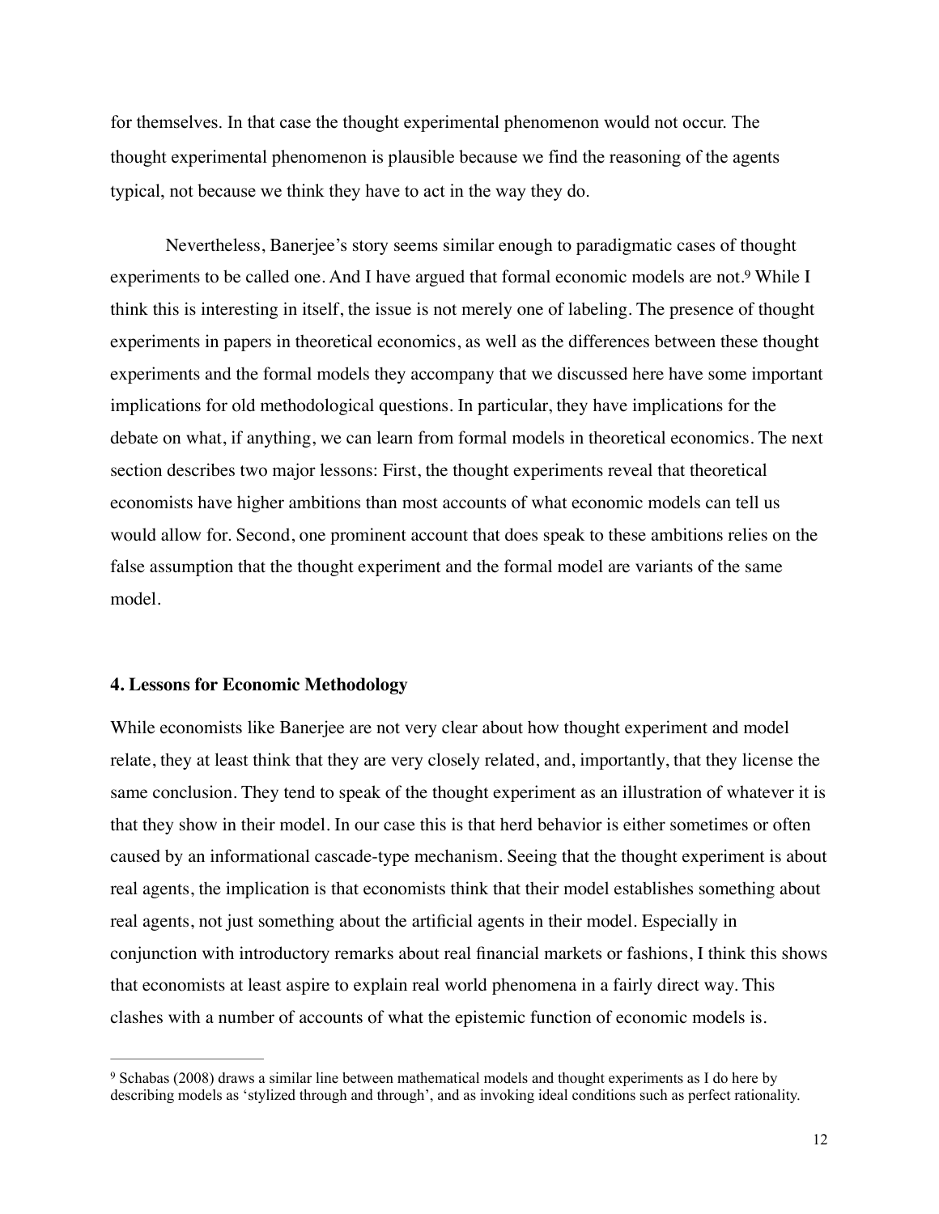for themselves. In that case the thought experimental phenomenon would not occur. The thought experimental phenomenon is plausible because we find the reasoning of the agents typical, not because we think they have to act in the way they do.

Nevertheless, Banerjee's story seems similar enough to paradigmatic cases of thought experiments to be called one. And I have argued that formal economic models are not.[9] While I think this is interesting in itself, the issue is not merely one of labeling. The presence of thought experiments in papers in theoretical economics, as well as the differences between these thought experiments and the formal models they accompany that we discussed here have some important implications for old methodological questions. In particular, they have implications for the debate on what, if anything, we can learn from formal models in theoretical economics. The next section describes two major lessons: First, the thought experiments reveal that theoretical economists have higher ambitions than most accounts of what economic models can tell us would allow for. Second, one prominent account that does speak to these ambitions relies on the false assumption that the thought experiment and the formal model are variants of the same model.

**4. Lessons for Economic Methodology**

While economists like Banerjee are not very clear about how thought experiment and model relate, they at least think that they are very closely related, and, importantly, that they license the same conclusion. They tend to speak of the thought experiment as an illustration of whatever it is that they show in their model. In our case this is that herd behavior is either sometimes or often caused by an informational cascade-type mechanism. Seeing that the thought experiment is about real agents, the implication is that economists think that their model establishes something about real agents, not just something about the artificial agents in their model. Especially in conjunction with introductory remarks about real financial markets or fashions, I think this shows that economists at least aspire to explain real world phenomena in a fairly direct way. This clashes with a number of accounts of what the epistemic function of economic models is.

---

[9] Schabas (2008) draws a similar line between mathematical models and thought experiments as I do here by describing models as 'stylized through and through', and as invoking ideal conditions such as perfect rationality.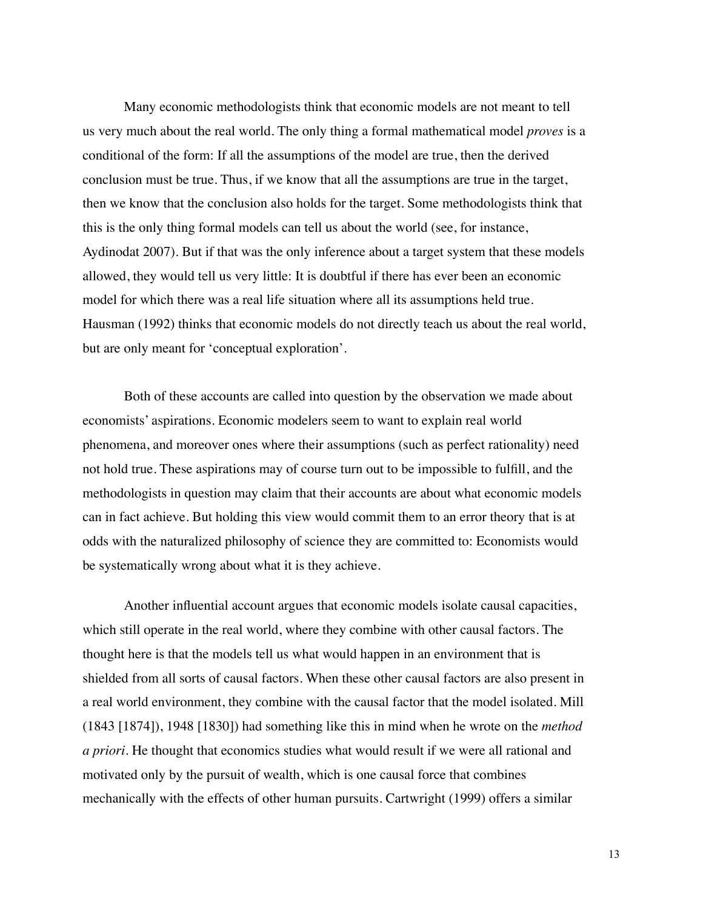Many economic methodologists think that economic models are not meant to tell us very much about the real world. The only thing a formal mathematical model *proves* is a conditional of the form: If all the assumptions of the model are true, then the derived conclusion must be true. Thus, if we know that all the assumptions are true in the target, then we know that the conclusion also holds for the target. Some methodologists think that this is the only thing formal models can tell us about the world (see, for instance, Aydinodat 2007). But if that was the only inference about a target system that these models allowed, they would tell us very little: It is doubtful if there has ever been an economic model for which there was a real life situation where all its assumptions held true. Hausman (1992) thinks that economic models do not directly teach us about the real world, but are only meant for 'conceptual exploration'.

Both of these accounts are called into question by the observation we made about economists' aspirations. Economic modelers seem to want to explain real world phenomena, and moreover ones where their assumptions (such as perfect rationality) need not hold true. These aspirations may of course turn out to be impossible to fulfill, and the methodologists in question may claim that their accounts are about what economic models can in fact achieve. But holding this view would commit them to an error theory that is at odds with the naturalized philosophy of science they are committed to: Economists would be systematically wrong about what it is they achieve.

Another influential account argues that economic models isolate causal capacities, which still operate in the real world, where they combine with other causal factors. The thought here is that the models tell us what would happen in an environment that is shielded from all sorts of causal factors. When these other causal factors are also present in a real world environment, they combine with the causal factor that the model isolated. Mill (1843 [1874]), 1948 [1830]) had something like this in mind when he wrote on the *method a priori*. He thought that economics studies what would result if we were all rational and motivated only by the pursuit of wealth, which is one causal force that combines mechanically with the effects of other human pursuits. Cartwright (1999) offers a similar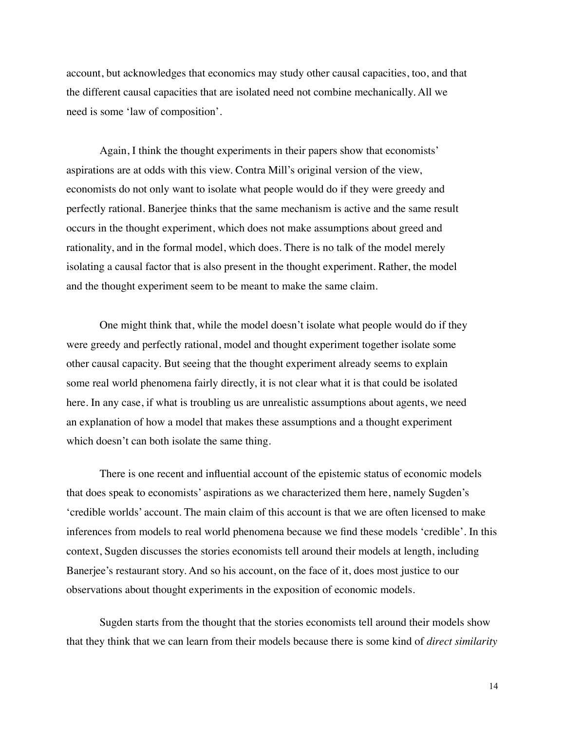account, but acknowledges that economics may study other causal capacities, too, and that the different causal capacities that are isolated need not combine mechanically. All we need is some 'law of composition'.

Again, I think the thought experiments in their papers show that economists' aspirations are at odds with this view. Contra Mill's original version of the view, economists do not only want to isolate what people would do if they were greedy and perfectly rational. Banerjee thinks that the same mechanism is active and the same result occurs in the thought experiment, which does not make assumptions about greed and rationality, and in the formal model, which does. There is no talk of the model merely isolating a causal factor that is also present in the thought experiment. Rather, the model and the thought experiment seem to be meant to make the same claim.

One might think that, while the model doesn't isolate what people would do if they were greedy and perfectly rational, model and thought experiment together isolate some other causal capacity. But seeing that the thought experiment already seems to explain some real world phenomena fairly directly, it is not clear what it is that could be isolated here. In any case, if what is troubling us are unrealistic assumptions about agents, we need an explanation of how a model that makes these assumptions and a thought experiment which doesn't can both isolate the same thing.

There is one recent and influential account of the epistemic status of economic models that does speak to economists' aspirations as we characterized them here, namely Sugden's 'credible worlds' account. The main claim of this account is that we are often licensed to make inferences from models to real world phenomena because we find these models 'credible'. In this context, Sugden discusses the stories economists tell around their models at length, including Banerjee's restaurant story. And so his account, on the face of it, does most justice to our observations about thought experiments in the exposition of economic models.

Sugden starts from the thought that the stories economists tell around their models show that they think that we can learn from their models because there is some kind of *direct similarity*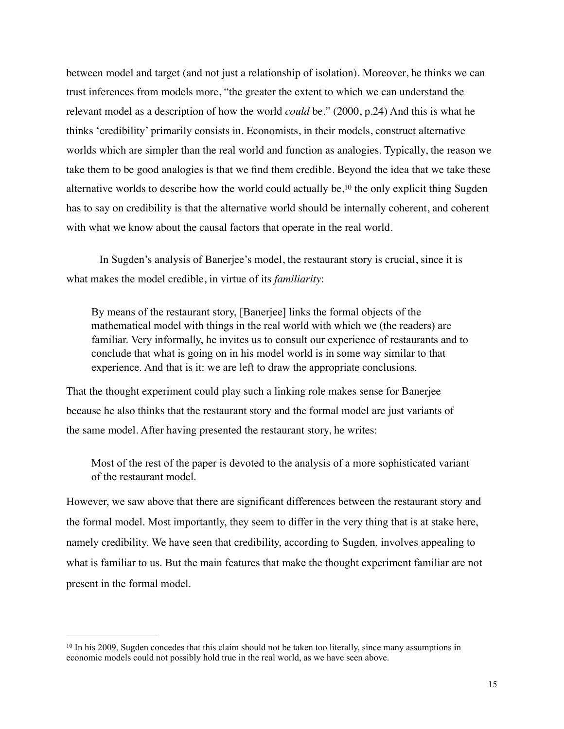between model and target (and not just a relationship of isolation). Moreover, he thinks we can trust inferences from models more, "the greater the extent to which we can understand the relevant model as a description of how the world *could* be." (2000, p.24) And this is what he thinks 'credibility' primarily consists in. Economists, in their models, construct alternative worlds which are simpler than the real world and function as analogies. Typically, the reason we take them to be good analogies is that we find them credible. Beyond the idea that we take these alternative worlds to describe how the world could actually be,[10] the only explicit thing Sugden has to say on credibility is that the alternative world should be internally coherent, and coherent with what we know about the causal factors that operate in the real world.

In Sugden's analysis of Banerjee's model, the restaurant story is crucial, since it is what makes the model credible, in virtue of its *familiarity*:

> By means of the restaurant story, [Banerjee] links the formal objects of the mathematical model with things in the real world with which we (the readers) are familiar. Very informally, he invites us to consult our experience of restaurants and to conclude that what is going on in his model world is in some way similar to that experience. And that is it: we are left to draw the appropriate conclusions.

That the thought experiment could play such a linking role makes sense for Banerjee because he also thinks that the restaurant story and the formal model are just variants of the same model. After having presented the restaurant story, he writes:

> Most of the rest of the paper is devoted to the analysis of a more sophisticated variant of the restaurant model.

However, we saw above that there are significant differences between the restaurant story and the formal model. Most importantly, they seem to differ in the very thing that is at stake here, namely credibility. We have seen that credibility, according to Sugden, involves appealing to what is familiar to us. But the main features that make the thought experiment familiar are not present in the formal model.

---

[10] In his 2009, Sugden concedes that this claim should not be taken too literally, since many assumptions in economic models could not possibly hold true in the real world, as we have seen above.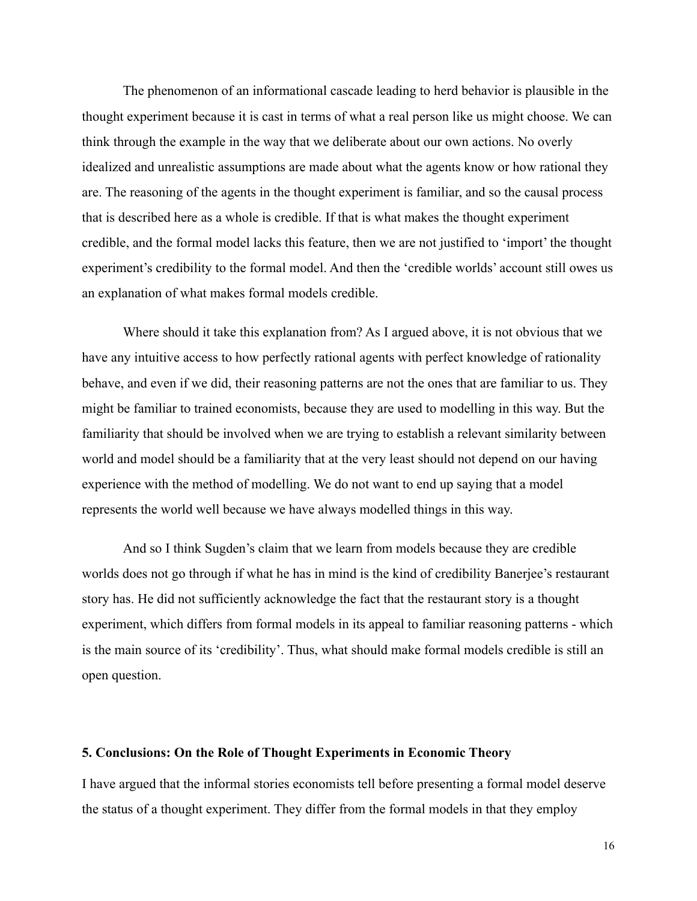The phenomenon of an informational cascade leading to herd behavior is plausible in the thought experiment because it is cast in terms of what a real person like us might choose. We can think through the example in the way that we deliberate about our own actions. No overly idealized and unrealistic assumptions are made about what the agents know or how rational they are. The reasoning of the agents in the thought experiment is familiar, and so the causal process that is described here as a whole is credible. If that is what makes the thought experiment credible, and the formal model lacks this feature, then we are not justified to 'import' the thought experiment's credibility to the formal model. And then the 'credible worlds' account still owes us an explanation of what makes formal models credible.

Where should it take this explanation from? As I argued above, it is not obvious that we have any intuitive access to how perfectly rational agents with perfect knowledge of rationality behave, and even if we did, their reasoning patterns are not the ones that are familiar to us. They might be familiar to trained economists, because they are used to modelling in this way. But the familiarity that should be involved when we are trying to establish a relevant similarity between world and model should be a familiarity that at the very least should not depend on our having experience with the method of modelling. We do not want to end up saying that a model represents the world well because we have always modelled things in this way.

And so I think Sugden's claim that we learn from models because they are credible worlds does not go through if what he has in mind is the kind of credibility Banerjee's restaurant story has. He did not sufficiently acknowledge the fact that the restaurant story is a thought experiment, which differs from formal models in its appeal to familiar reasoning patterns - which is the main source of its 'credibility'. Thus, what should make formal models credible is still an open question.

## 5. Conclusions: On the Role of Thought Experiments in Economic Theory

I have argued that the informal stories economists tell before presenting a formal model deserve the status of a thought experiment. They differ from the formal models in that they employ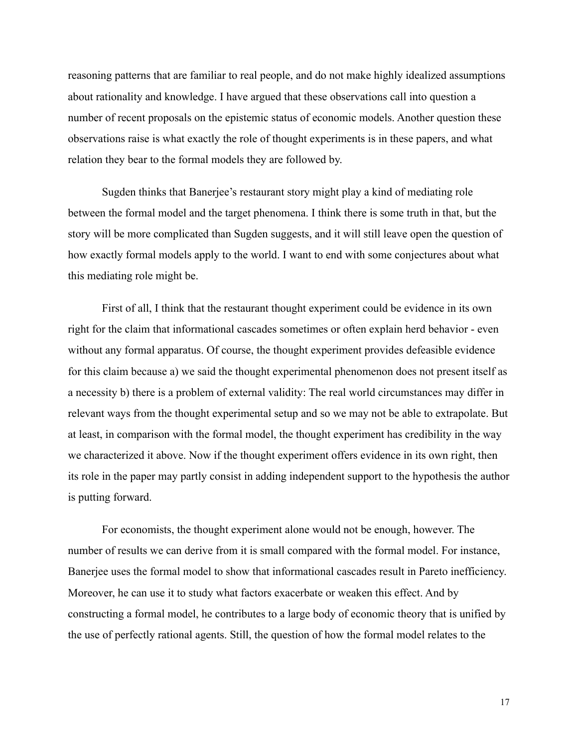reasoning patterns that are familiar to real people, and do not make highly idealized assumptions about rationality and knowledge. I have argued that these observations call into question a number of recent proposals on the epistemic status of economic models. Another question these observations raise is what exactly the role of thought experiments is in these papers, and what relation they bear to the formal models they are followed by.

Sugden thinks that Banerjee's restaurant story might play a kind of mediating role between the formal model and the target phenomena. I think there is some truth in that, but the story will be more complicated than Sugden suggests, and it will still leave open the question of how exactly formal models apply to the world. I want to end with some conjectures about what this mediating role might be.

First of all, I think that the restaurant thought experiment could be evidence in its own right for the claim that informational cascades sometimes or often explain herd behavior - even without any formal apparatus. Of course, the thought experiment provides defeasible evidence for this claim because a) we said the thought experimental phenomenon does not present itself as a necessity b) there is a problem of external validity: The real world circumstances may differ in relevant ways from the thought experimental setup and so we may not be able to extrapolate. But at least, in comparison with the formal model, the thought experiment has credibility in the way we characterized it above. Now if the thought experiment offers evidence in its own right, then its role in the paper may partly consist in adding independent support to the hypothesis the author is putting forward.

For economists, the thought experiment alone would not be enough, however. The number of results we can derive from it is small compared with the formal model. For instance, Banerjee uses the formal model to show that informational cascades result in Pareto inefficiency. Moreover, he can use it to study what factors exacerbate or weaken this effect. And by constructing a formal model, he contributes to a large body of economic theory that is unified by the use of perfectly rational agents. Still, the question of how the formal model relates to the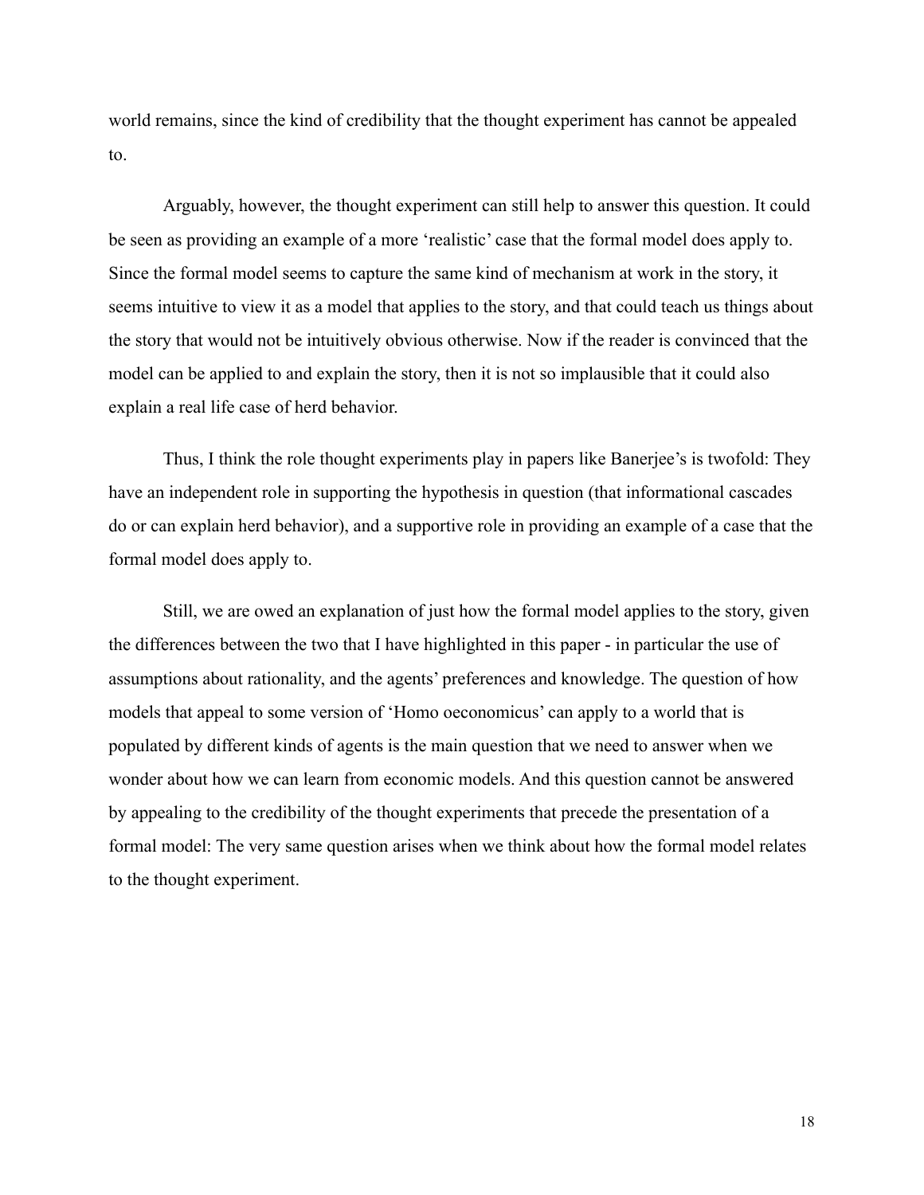world remains, since the kind of credibility that the thought experiment has cannot be appealed to.

Arguably, however, the thought experiment can still help to answer this question. It could be seen as providing an example of a more 'realistic' case that the formal model does apply to. Since the formal model seems to capture the same kind of mechanism at work in the story, it seems intuitive to view it as a model that applies to the story, and that could teach us things about the story that would not be intuitively obvious otherwise. Now if the reader is convinced that the model can be applied to and explain the story, then it is not so implausible that it could also explain a real life case of herd behavior.

Thus, I think the role thought experiments play in papers like Banerjee's is twofold: They have an independent role in supporting the hypothesis in question (that informational cascades do or can explain herd behavior), and a supportive role in providing an example of a case that the formal model does apply to.

Still, we are owed an explanation of just how the formal model applies to the story, given the differences between the two that I have highlighted in this paper - in particular the use of assumptions about rationality, and the agents' preferences and knowledge. The question of how models that appeal to some version of 'Homo oeconomicus' can apply to a world that is populated by different kinds of agents is the main question that we need to answer when we wonder about how we can learn from economic models. And this question cannot be answered by appealing to the credibility of the thought experiments that precede the presentation of a formal model: The very same question arises when we think about how the formal model relates to the thought experiment.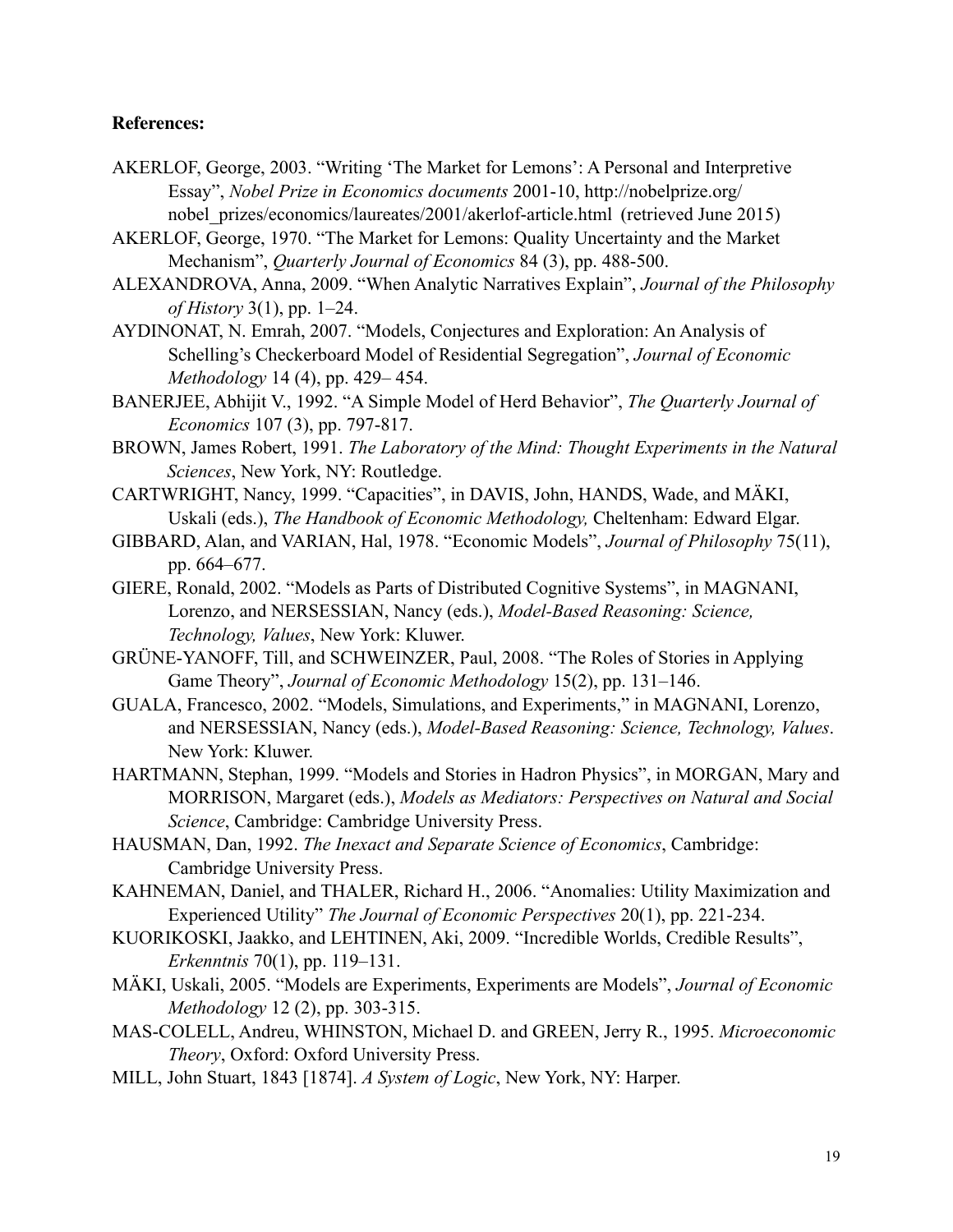**References:**

AKERLOF, George, 2003. "Writing 'The Market for Lemons': A Personal and Interpretive Essay", *Nobel Prize in Economics documents* 2001-10, http://nobelprize.org/nobel_prizes/economics/laureates/2001/akerlof-article.html (retrieved June 2015)

AKERLOF, George, 1970. "The Market for Lemons: Quality Uncertainty and the Market Mechanism", *Quarterly Journal of Economics* 84 (3), pp. 488-500.

ALEXANDROVA, Anna, 2009. "When Analytic Narratives Explain", *Journal of the Philosophy of History* 3(1), pp. 1–24.

AYDINONAT, N. Emrah, 2007. "Models, Conjectures and Exploration: An Analysis of Schelling's Checkerboard Model of Residential Segregation", *Journal of Economic Methodology* 14 (4), pp. 429– 454.

BANERJEE, Abhijit V., 1992. "A Simple Model of Herd Behavior", *The Quarterly Journal of Economics* 107 (3), pp. 797-817.

BROWN, James Robert, 1991. *The Laboratory of the Mind: Thought Experiments in the Natural Sciences*, New York, NY: Routledge.

CARTWRIGHT, Nancy, 1999. "Capacities", in DAVIS, John, HANDS, Wade, and MÄKI, Uskali (eds.), *The Handbook of Economic Methodology,* Cheltenham: Edward Elgar.

GIBBARD, Alan, and VARIAN, Hal, 1978. "Economic Models", *Journal of Philosophy* 75(11), pp. 664–677.

GIERE, Ronald, 2002. "Models as Parts of Distributed Cognitive Systems", in MAGNANI, Lorenzo, and NERSESSIAN, Nancy (eds.), *Model-Based Reasoning: Science, Technology, Values*, New York: Kluwer.

GRÜNE-YANOFF, Till, and SCHWEINZER, Paul, 2008. "The Roles of Stories in Applying Game Theory", *Journal of Economic Methodology* 15(2), pp. 131–146.

GUALA, Francesco, 2002. "Models, Simulations, and Experiments," in MAGNANI, Lorenzo, and NERSESSIAN, Nancy (eds.), *Model-Based Reasoning: Science, Technology, Values*. New York: Kluwer.

HARTMANN, Stephan, 1999. "Models and Stories in Hadron Physics", in MORGAN, Mary and MORRISON, Margaret (eds.), *Models as Mediators: Perspectives on Natural and Social Science*, Cambridge: Cambridge University Press.

HAUSMAN, Dan, 1992. *The Inexact and Separate Science of Economics*, Cambridge: Cambridge University Press.

KAHNEMAN, Daniel, and THALER, Richard H., 2006. "Anomalies: Utility Maximization and Experienced Utility" *The Journal of Economic Perspectives* 20(1), pp. 221-234.

KUORIKOSKI, Jaakko, and LEHTINEN, Aki, 2009. "Incredible Worlds, Credible Results", *Erkenntnis* 70(1), pp. 119–131.

MÄKI, Uskali, 2005. "Models are Experiments, Experiments are Models", *Journal of Economic Methodology* 12 (2), pp. 303-315.

MAS-COLELL, Andreu, WHINSTON, Michael D. and GREEN, Jerry R., 1995. *Microeconomic Theory*, Oxford: Oxford University Press.

MILL, John Stuart, 1843 [1874]. *A System of Logic*, New York, NY: Harper.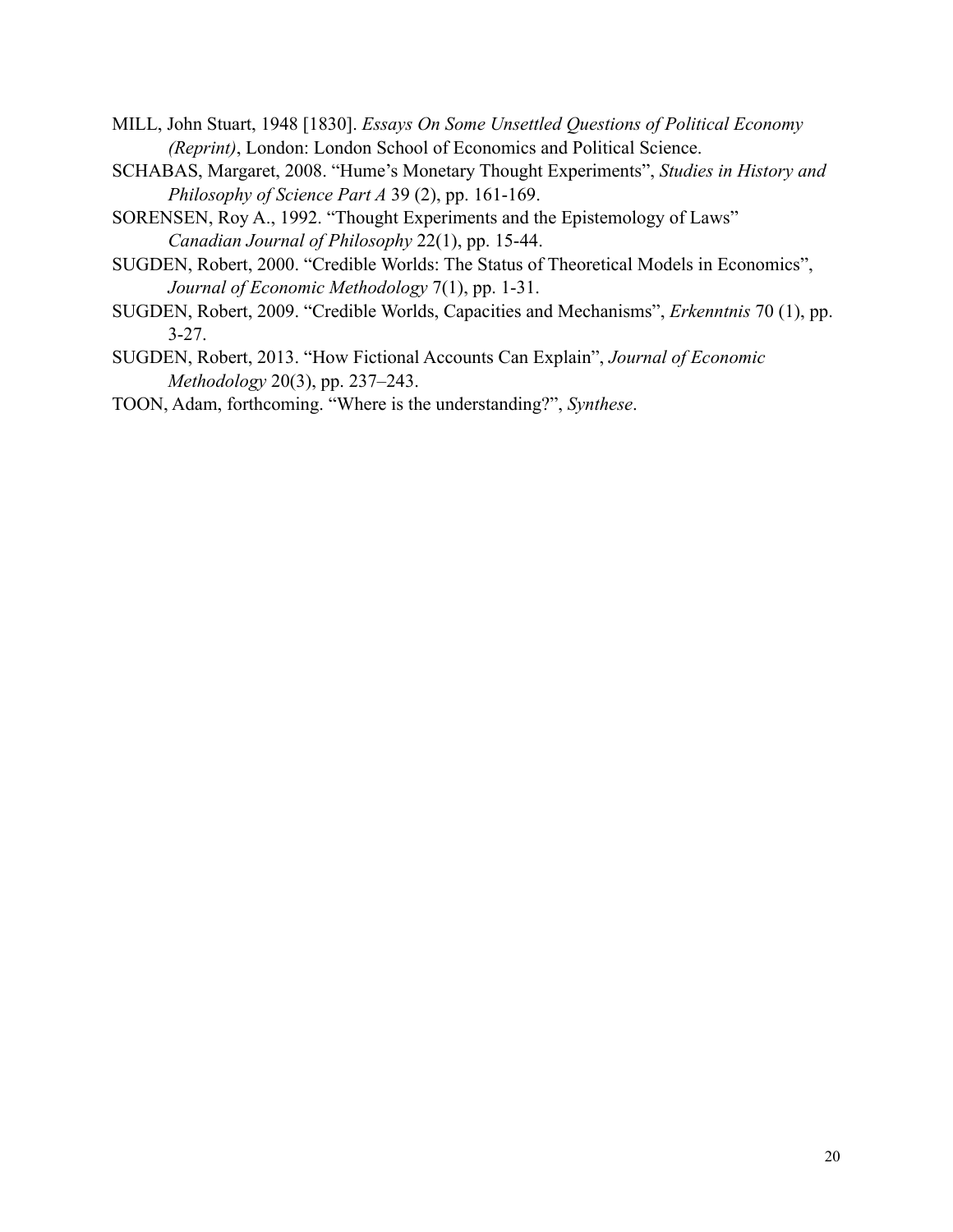MILL, John Stuart, 1948 [1830]. *Essays On Some Unsettled Questions of Political Economy (Reprint)*, London: London School of Economics and Political Science.

SCHABAS, Margaret, 2008. "Hume's Monetary Thought Experiments", *Studies in History and Philosophy of Science Part A* 39 (2), pp. 161-169.

SORENSEN, Roy A., 1992. "Thought Experiments and the Epistemology of Laws" *Canadian Journal of Philosophy* 22(1), pp. 15-44.

SUGDEN, Robert, 2000. "Credible Worlds: The Status of Theoretical Models in Economics", *Journal of Economic Methodology* 7(1), pp. 1-31.

SUGDEN, Robert, 2009. "Credible Worlds, Capacities and Mechanisms", *Erkenntnis* 70 (1), pp. 3-27.

SUGDEN, Robert, 2013. "How Fictional Accounts Can Explain", *Journal of Economic Methodology* 20(3), pp. 237–243.

TOON, Adam, forthcoming. "Where is the understanding?", *Synthese*.